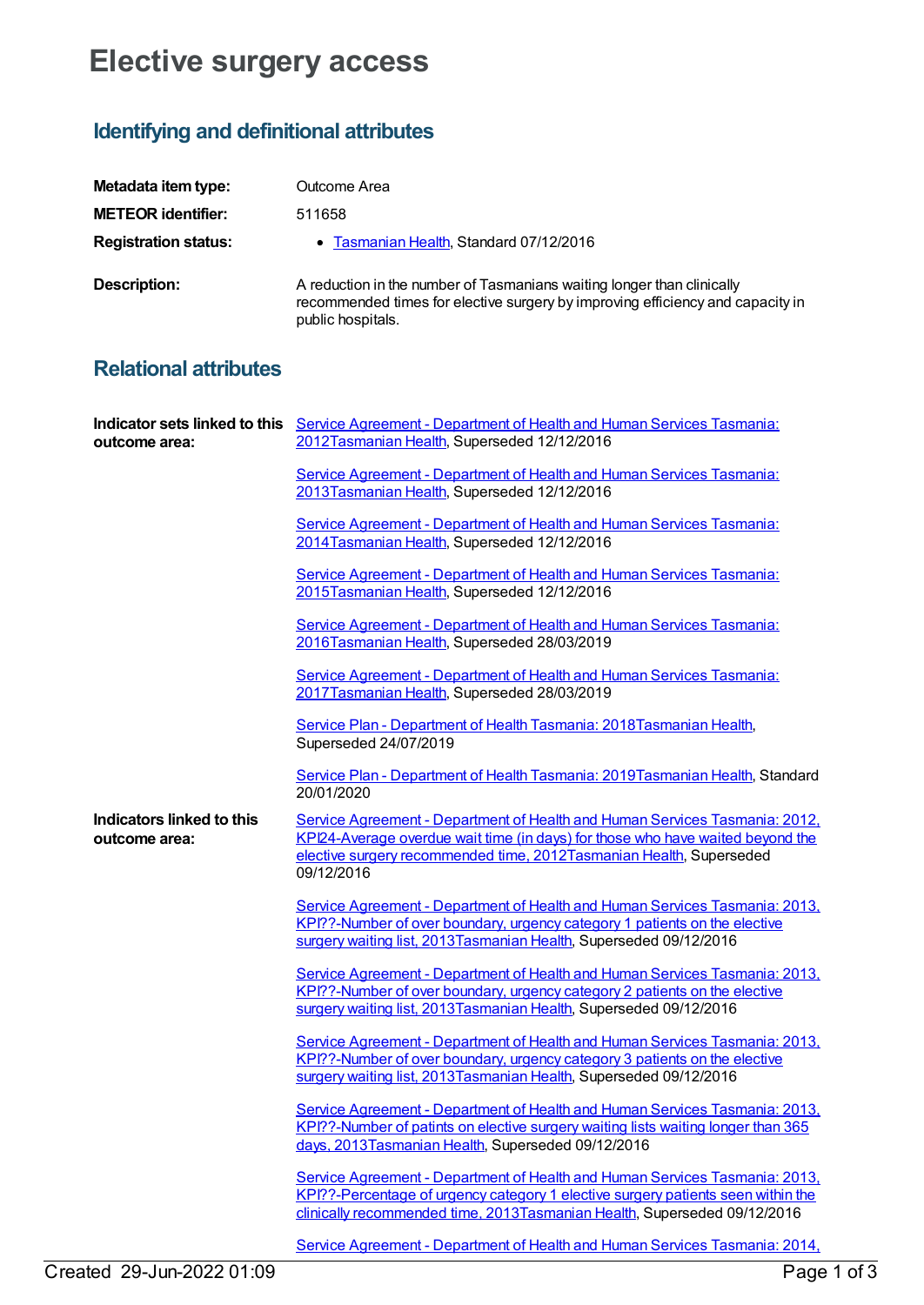# Elective surgery access

## Identifying and definitional attributes

| | |
|---|---|
| **Metadata item type:** | Outcome Area |
| **METEOR identifier:** | 511658 |
| **Registration status:** | • Tasmanian Health, Standard 07/12/2016 |
| **Description:** | A reduction in the number of Tasmanians waiting longer than clinically recommended times for elective surgery by improving efficiency and capacity in public hospitals. |

## Relational attributes

**Indicator sets linked to this outcome area:**

Service Agreement - Department of Health and Human Services Tasmania: 2012Tasmanian Health, Superseded 12/12/2016

Service Agreement - Department of Health and Human Services Tasmania: 2013Tasmanian Health, Superseded 12/12/2016

Service Agreement - Department of Health and Human Services Tasmania: 2014Tasmanian Health, Superseded 12/12/2016

Service Agreement - Department of Health and Human Services Tasmania: 2015Tasmanian Health, Superseded 12/12/2016

Service Agreement - Department of Health and Human Services Tasmania: 2016Tasmanian Health, Superseded 28/03/2019

Service Agreement - Department of Health and Human Services Tasmania: 2017Tasmanian Health, Superseded 28/03/2019

Service Plan - Department of Health Tasmania: 2018Tasmanian Health, Superseded 24/07/2019

Service Plan - Department of Health Tasmania: 2019Tasmanian Health, Standard 20/01/2020

**Indicators linked to this outcome area:**

Service Agreement - Department of Health and Human Services Tasmania: 2012, KPI24-Average overdue wait time (in days) for those who have waited beyond the elective surgery recommended time, 2012Tasmanian Health, Superseded 09/12/2016

Service Agreement - Department of Health and Human Services Tasmania: 2013, KPI??-Number of over boundary, urgency category 1 patients on the elective surgery waiting list, 2013Tasmanian Health, Superseded 09/12/2016

Service Agreement - Department of Health and Human Services Tasmania: 2013, KPI??-Number of over boundary, urgency category 2 patients on the elective surgery waiting list, 2013Tasmanian Health, Superseded 09/12/2016

Service Agreement - Department of Health and Human Services Tasmania: 2013, KPI??-Number of over boundary, urgency category 3 patients on the elective surgery waiting list, 2013Tasmanian Health, Superseded 09/12/2016

Service Agreement - Department of Health and Human Services Tasmania: 2013, KPI??-Number of patints on elective surgery waiting lists waiting longer than 365 days, 2013Tasmanian Health, Superseded 09/12/2016

Service Agreement - Department of Health and Human Services Tasmania: 2013, KPI??-Percentage of urgency category 1 elective surgery patients seen within the clinically recommended time, 2013Tasmanian Health, Superseded 09/12/2016

Service Agreement - Department of Health and Human Services Tasmania: 2014,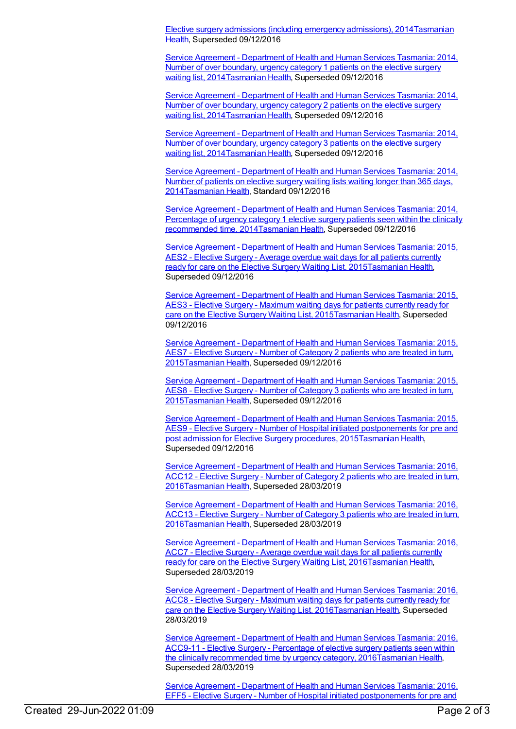Elective surgery admissions (including emergency admissions), 2014Tasmanian Health, Superseded 09/12/2016

Service Agreement - Department of Health and Human Services Tasmania: 2014, Number of over boundary, urgency category 1 patients on the elective surgery waiting list, 2014Tasmanian Health, Superseded 09/12/2016

Service Agreement - Department of Health and Human Services Tasmania: 2014, Number of over boundary, urgency category 2 patients on the elective surgery waiting list, 2014Tasmanian Health, Superseded 09/12/2016

Service Agreement - Department of Health and Human Services Tasmania: 2014, Number of over boundary, urgency category 3 patients on the elective surgery waiting list, 2014Tasmanian Health, Superseded 09/12/2016

Service Agreement - Department of Health and Human Services Tasmania: 2014, Number of patients on elective surgery waiting lists waiting longer than 365 days, 2014Tasmanian Health, Standard 09/12/2016

Service Agreement - Department of Health and Human Services Tasmania: 2014, Percentage of urgency category 1 elective surgery patients seen within the clinically recommended time, 2014Tasmanian Health, Superseded 09/12/2016

Service Agreement - Department of Health and Human Services Tasmania: 2015, AES2 - Elective Surgery - Average overdue wait days for all patients currently ready for care on the Elective Surgery Waiting List, 2015Tasmanian Health, Superseded 09/12/2016

Service Agreement - Department of Health and Human Services Tasmania: 2015, AES3 - Elective Surgery - Maximum waiting days for patients currently ready for care on the Elective Surgery Waiting List, 2015Tasmanian Health, Superseded 09/12/2016

Service Agreement - Department of Health and Human Services Tasmania: 2015, AES7 - Elective Surgery - Number of Category 2 patients who are treated in turn, 2015Tasmanian Health, Superseded 09/12/2016

Service Agreement - Department of Health and Human Services Tasmania: 2015, AES8 - Elective Surgery - Number of Category 3 patients who are treated in turn, 2015Tasmanian Health, Superseded 09/12/2016

Service Agreement - Department of Health and Human Services Tasmania: 2015, AES9 - Elective Surgery - Number of Hospital initiated postponements for pre and post admission for Elective Surgery procedures, 2015Tasmanian Health, Superseded 09/12/2016

Service Agreement - Department of Health and Human Services Tasmania: 2016, ACC12 - Elective Surgery - Number of Category 2 patients who are treated in turn, 2016Tasmanian Health, Superseded 28/03/2019

Service Agreement - Department of Health and Human Services Tasmania: 2016, ACC13 - Elective Surgery - Number of Category 3 patients who are treated in turn, 2016Tasmanian Health, Superseded 28/03/2019

Service Agreement - Department of Health and Human Services Tasmania: 2016, ACC7 - Elective Surgery - Average overdue wait days for all patients currently ready for care on the Elective Surgery Waiting List, 2016Tasmanian Health, Superseded 28/03/2019

Service Agreement - Department of Health and Human Services Tasmania: 2016, ACC8 - Elective Surgery - Maximum waiting days for patients currently ready for care on the Elective Surgery Waiting List, 2016Tasmanian Health, Superseded 28/03/2019

Service Agreement - Department of Health and Human Services Tasmania: 2016, ACC9-11 - Elective Surgery - Percentage of elective surgery patients seen within the clinically recommended time by urgency category, 2016Tasmanian Health, Superseded 28/03/2019

Service Agreement - Department of Health and Human Services Tasmania: 2016, EFF5 - Elective Surgery - Number of Hospital initiated postponements for pre and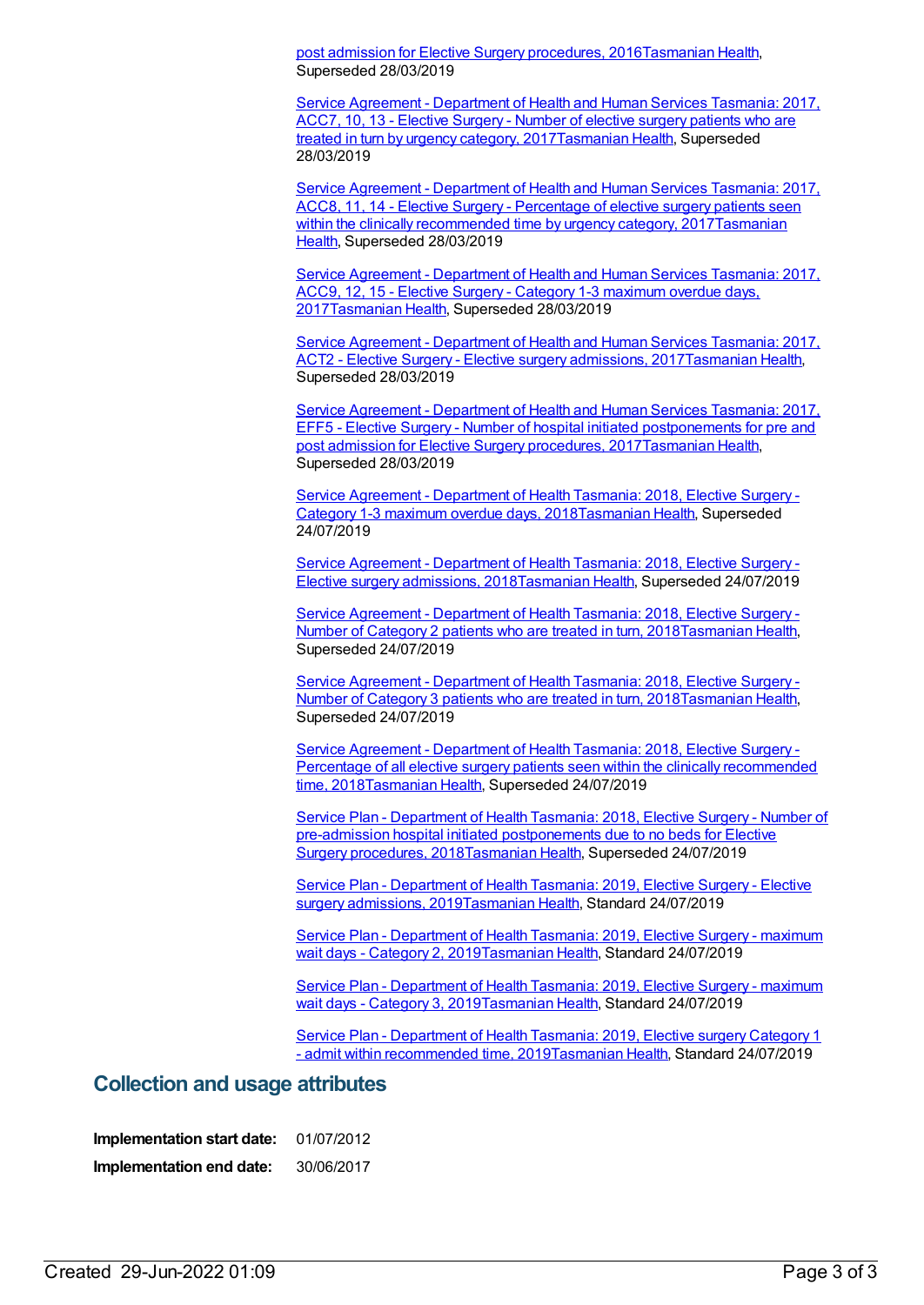post admission for Elective Surgery procedures, 2016Tasmanian Health, Superseded 28/03/2019

Service Agreement - Department of Health and Human Services Tasmania: 2017, ACC7, 10, 13 - Elective Surgery - Number of elective surgery patients who are treated in turn by urgency category, 2017Tasmanian Health, Superseded 28/03/2019

Service Agreement - Department of Health and Human Services Tasmania: 2017, ACC8, 11, 14 - Elective Surgery - Percentage of elective surgery patients seen within the clinically recommended time by urgency category, 2017Tasmanian Health, Superseded 28/03/2019

Service Agreement - Department of Health and Human Services Tasmania: 2017, ACC9, 12, 15 - Elective Surgery - Category 1-3 maximum overdue days, 2017Tasmanian Health, Superseded 28/03/2019

Service Agreement - Department of Health and Human Services Tasmania: 2017, ACT2 - Elective Surgery - Elective surgery admissions, 2017Tasmanian Health, Superseded 28/03/2019

Service Agreement - Department of Health and Human Services Tasmania: 2017, EFF5 - Elective Surgery - Number of hospital initiated postponements for pre and post admission for Elective Surgery procedures, 2017Tasmanian Health, Superseded 28/03/2019

Service Agreement - Department of Health Tasmania: 2018, Elective Surgery - Category 1-3 maximum overdue days, 2018Tasmanian Health, Superseded 24/07/2019

Service Agreement - Department of Health Tasmania: 2018, Elective Surgery - Elective surgery admissions, 2018Tasmanian Health, Superseded 24/07/2019

Service Agreement - Department of Health Tasmania: 2018, Elective Surgery - Number of Category 2 patients who are treated in turn, 2018Tasmanian Health, Superseded 24/07/2019

Service Agreement - Department of Health Tasmania: 2018, Elective Surgery - Number of Category 3 patients who are treated in turn, 2018Tasmanian Health, Superseded 24/07/2019

Service Agreement - Department of Health Tasmania: 2018, Elective Surgery - Percentage of all elective surgery patients seen within the clinically recommended time, 2018Tasmanian Health, Superseded 24/07/2019

Service Plan - Department of Health Tasmania: 2018, Elective Surgery - Number of pre-admission hospital initiated postponements due to no beds for Elective Surgery procedures, 2018Tasmanian Health, Superseded 24/07/2019

Service Plan - Department of Health Tasmania: 2019, Elective Surgery - Elective surgery admissions, 2019Tasmanian Health, Standard 24/07/2019

Service Plan - Department of Health Tasmania: 2019, Elective Surgery - maximum wait days - Category 2, 2019Tasmanian Health, Standard 24/07/2019

Service Plan - Department of Health Tasmania: 2019, Elective Surgery - maximum wait days - Category 3, 2019Tasmanian Health, Standard 24/07/2019

Service Plan - Department of Health Tasmania: 2019, Elective surgery Category 1 - admit within recommended time, 2019Tasmanian Health, Standard 24/07/2019

## Collection and usage attributes

**Implementation start date:** 01/07/2012

**Implementation end date:** 30/06/2017